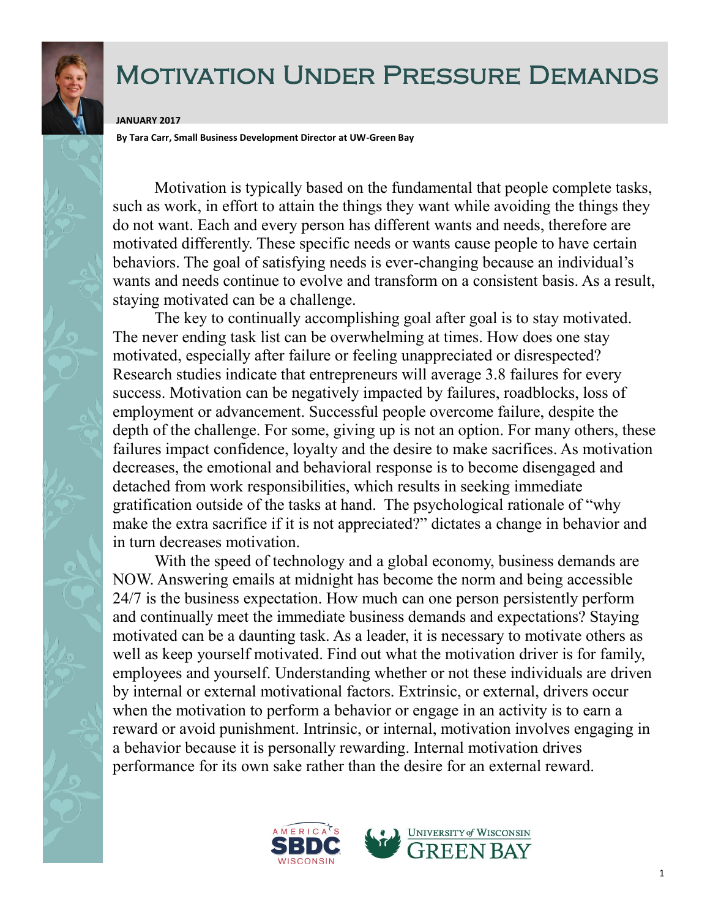# Motivation Under Pressure Demands

**JANUARY 2017**

**By Tara Carr, Small Business Development Director at UW-Green Bay**

Motivation is typically based on the fundamental that people complete tasks, such as work, in effort to attain the things they want while avoiding the things they do not want. Each and every person has different wants and needs, therefore are motivated differently. These specific needs or wants cause people to have certain behaviors. The goal of satisfying needs is ever-changing because an individual's wants and needs continue to evolve and transform on a consistent basis. As a result, staying motivated can be a challenge.

The key to continually accomplishing goal after goal is to stay motivated. The never ending task list can be overwhelming at times. How does one stay motivated, especially after failure or feeling unappreciated or disrespected? Research studies indicate that entrepreneurs will average 3.8 failures for every success. Motivation can be negatively impacted by failures, roadblocks, loss of employment or advancement. Successful people overcome failure, despite the depth of the challenge. For some, giving up is not an option. For many others, these failures impact confidence, loyalty and the desire to make sacrifices. As motivation decreases, the emotional and behavioral response is to become disengaged and detached from work responsibilities, which results in seeking immediate gratification outside of the tasks at hand. The psychological rationale of "why make the extra sacrifice if it is not appreciated?" dictates a change in behavior and in turn decreases motivation.

With the speed of technology and a global economy, business demands are NOW. Answering emails at midnight has become the norm and being accessible 24/7 is the business expectation. How much can one person persistently perform and continually meet the immediate business demands and expectations? Staying motivated can be a daunting task. As a leader, it is necessary to motivate others as well as keep yourself motivated. Find out what the motivation driver is for family, employees and yourself. Understanding whether or not these individuals are driven by internal or external motivational factors. Extrinsic, or external, drivers occur when the motivation to perform a behavior or engage in an activity is to earn a reward or avoid punishment. Intrinsic, or internal, motivation involves engaging in a behavior because it is personally rewarding. Internal motivation drives performance for its own sake rather than the desire for an external reward.

AMERICA'S SBDC WISCONSIN — UNIVERSITY *of* WISCONSIN GREEN BAY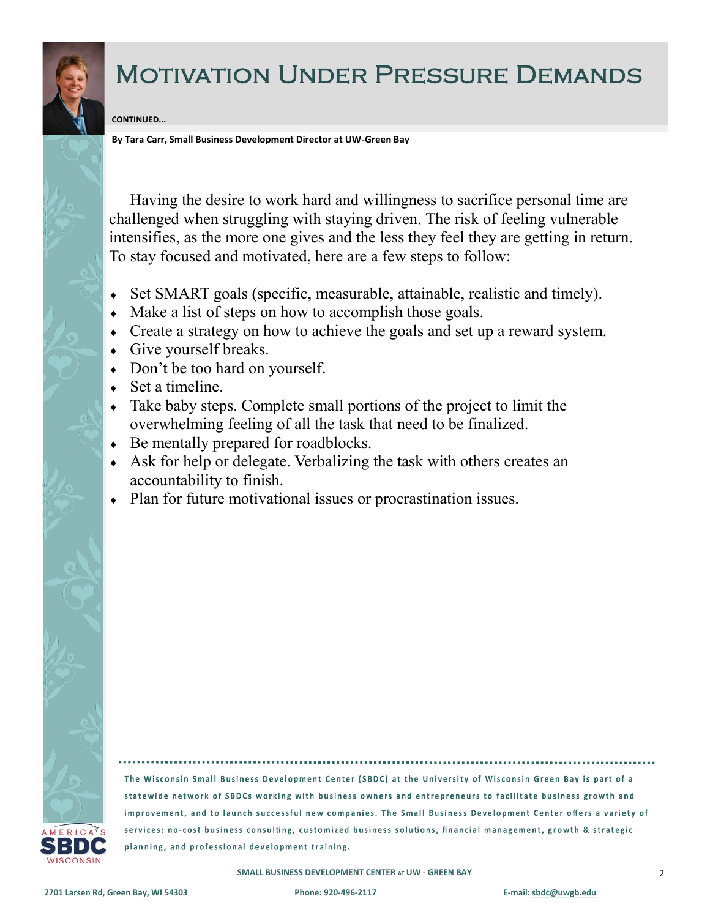# Motivation Under Pressure Demands

**CONTINUED…**

**By Tara Carr, Small Business Development Director at UW-Green Bay**

Having the desire to work hard and willingness to sacrifice personal time are challenged when struggling with staying driven. The risk of feeling vulnerable intensifies, as the more one gives and the less they feel they are getting in return. To stay focused and motivated, here are a few steps to follow:

- Set SMART goals (specific, measurable, attainable, realistic and timely).
- Make a list of steps on how to accomplish those goals.
- Create a strategy on how to achieve the goals and set up a reward system.
- Give yourself breaks.
- Don't be too hard on yourself.
- Set a timeline.
- Take baby steps. Complete small portions of the project to limit the overwhelming feeling of all the task that need to be finalized.
- Be mentally prepared for roadblocks.
- Ask for help or delegate. Verbalizing the task with others creates an accountability to finish.
- Plan for future motivational issues or procrastination issues.

---

The Wisconsin Small Business Development Center (SBDC) at the University of Wisconsin Green Bay is part of a statewide network of SBDCs working with business owners and entrepreneurs to facilitate business growth and improvement, and to launch successful new companies. The Small Business Development Center offers a variety of services: no-cost business consulting, customized business solutions, financial management, growth & strategic planning, and professional development training.

**SMALL BUSINESS DEVELOPMENT CENTER AT UW - GREEN BAY**

**2701 Larsen Rd, Green Bay, WI 54303** **Phone: 920-496-2117** **E-mail: sbdc@uwgb.edu**